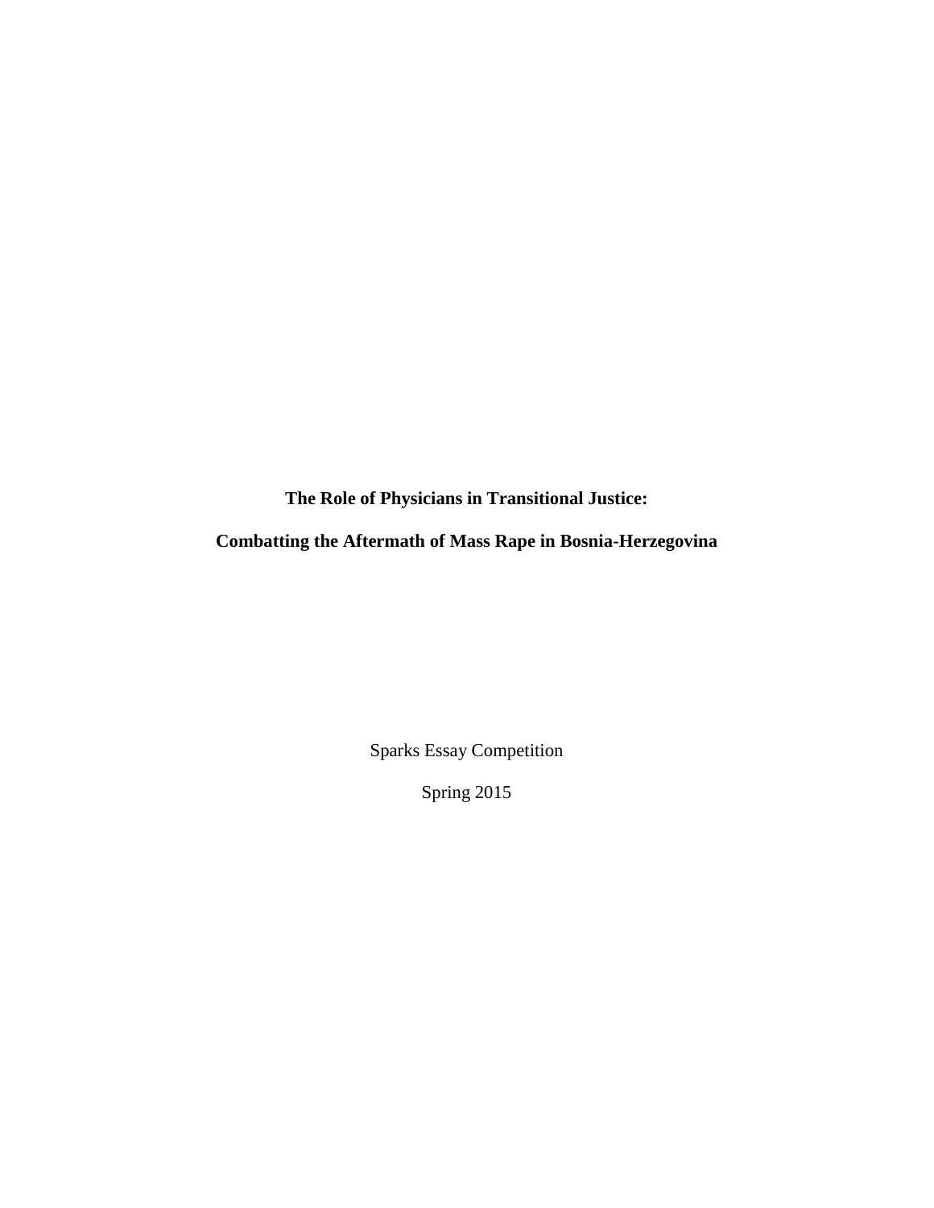**The Role of Physicians in Transitional Justice:**

**Combatting the Aftermath of Mass Rape in Bosnia-Herzegovina**

Sparks Essay Competition

Spring 2015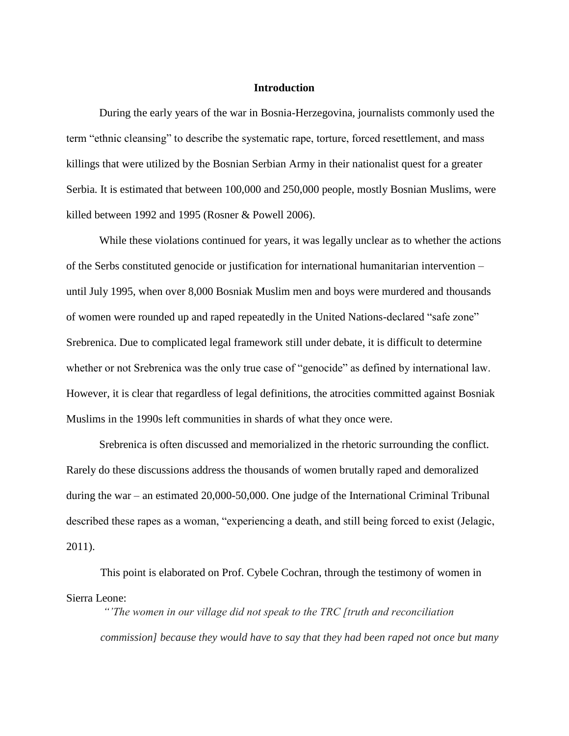## Introduction

During the early years of the war in Bosnia-Herzegovina, journalists commonly used the term "ethnic cleansing" to describe the systematic rape, torture, forced resettlement, and mass killings that were utilized by the Bosnian Serbian Army in their nationalist quest for a greater Serbia. It is estimated that between 100,000 and 250,000 people, mostly Bosnian Muslims, were killed between 1992 and 1995 (Rosner & Powell 2006).

While these violations continued for years, it was legally unclear as to whether the actions of the Serbs constituted genocide or justification for international humanitarian intervention – until July 1995, when over 8,000 Bosniak Muslim men and boys were murdered and thousands of women were rounded up and raped repeatedly in the United Nations-declared "safe zone" Srebrenica. Due to complicated legal framework still under debate, it is difficult to determine whether or not Srebrenica was the only true case of "genocide" as defined by international law. However, it is clear that regardless of legal definitions, the atrocities committed against Bosniak Muslims in the 1990s left communities in shards of what they once were.

Srebrenica is often discussed and memorialized in the rhetoric surrounding the conflict. Rarely do these discussions address the thousands of women brutally raped and demoralized during the war – an estimated 20,000-50,000. One judge of the International Criminal Tribunal described these rapes as a woman, "experiencing a death, and still being forced to exist (Jelagic, 2011).

This point is elaborated on Prof. Cybele Cochran, through the testimony of women in Sierra Leone:

> *"'The women in our village did not speak to the TRC [truth and reconciliation commission] because they would have to say that they had been raped not once but many*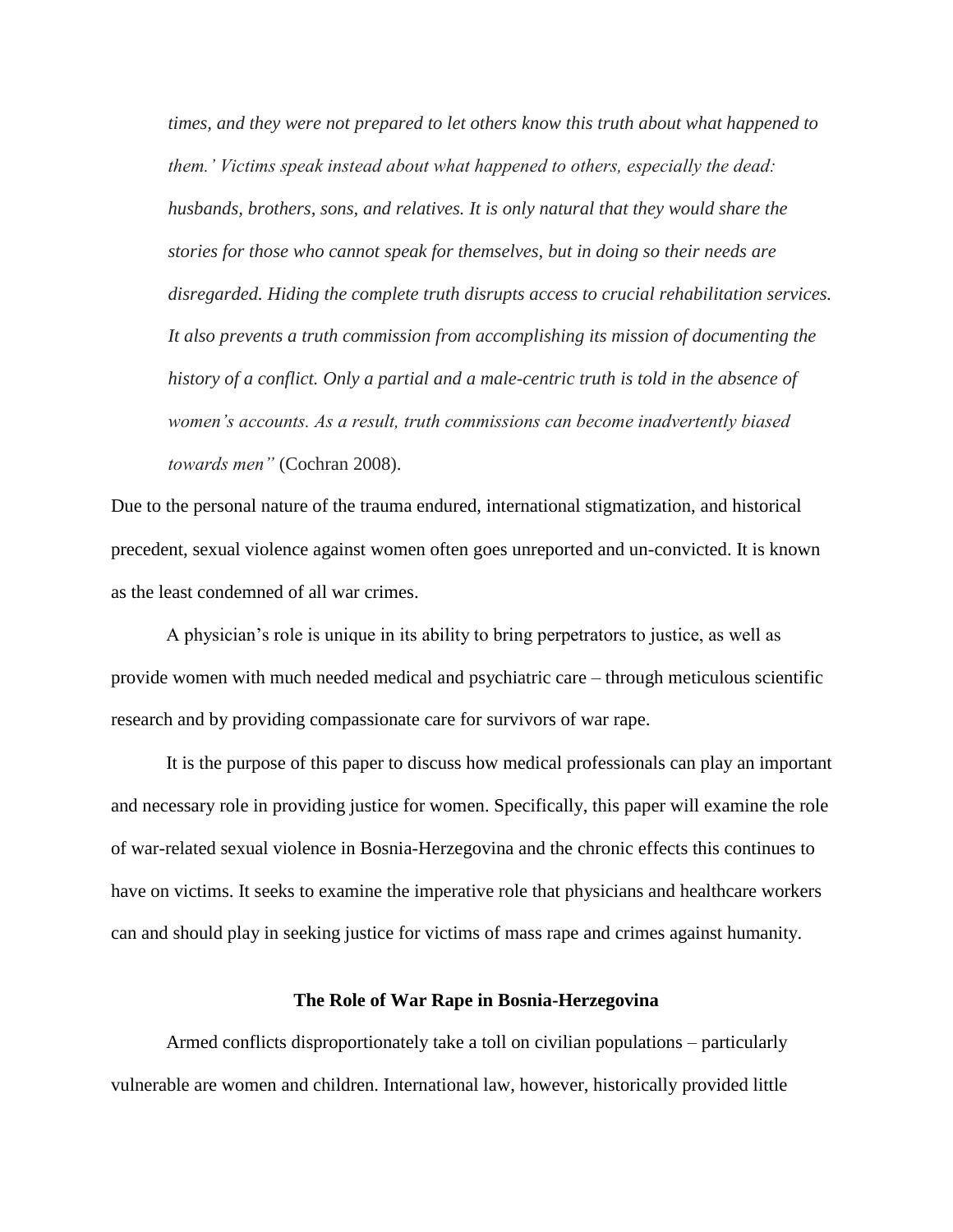*times, and they were not prepared to let others know this truth about what happened to them.' Victims speak instead about what happened to others, especially the dead: husbands, brothers, sons, and relatives. It is only natural that they would share the stories for those who cannot speak for themselves, but in doing so their needs are disregarded. Hiding the complete truth disrupts access to crucial rehabilitation services. It also prevents a truth commission from accomplishing its mission of documenting the history of a conflict. Only a partial and a male-centric truth is told in the absence of women's accounts. As a result, truth commissions can become inadvertently biased towards men"* (Cochran 2008).

Due to the personal nature of the trauma endured, international stigmatization, and historical precedent, sexual violence against women often goes unreported and un-convicted. It is known as the least condemned of all war crimes.

A physician's role is unique in its ability to bring perpetrators to justice, as well as provide women with much needed medical and psychiatric care – through meticulous scientific research and by providing compassionate care for survivors of war rape.

It is the purpose of this paper to discuss how medical professionals can play an important and necessary role in providing justice for women. Specifically, this paper will examine the role of war-related sexual violence in Bosnia-Herzegovina and the chronic effects this continues to have on victims. It seeks to examine the imperative role that physicians and healthcare workers can and should play in seeking justice for victims of mass rape and crimes against humanity.

## The Role of War Rape in Bosnia-Herzegovina

Armed conflicts disproportionately take a toll on civilian populations – particularly vulnerable are women and children. International law, however, historically provided little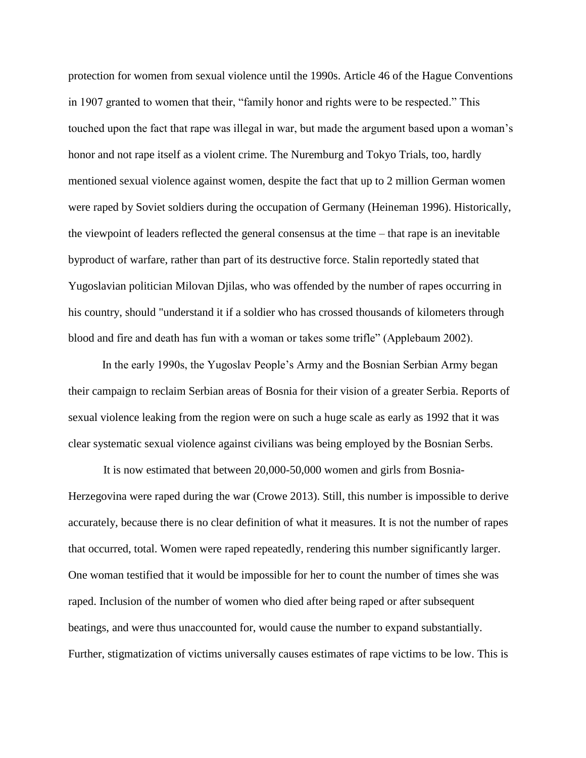protection for women from sexual violence until the 1990s. Article 46 of the Hague Conventions in 1907 granted to women that their, "family honor and rights were to be respected." This touched upon the fact that rape was illegal in war, but made the argument based upon a woman's honor and not rape itself as a violent crime. The Nuremburg and Tokyo Trials, too, hardly mentioned sexual violence against women, despite the fact that up to 2 million German women were raped by Soviet soldiers during the occupation of Germany (Heineman 1996). Historically, the viewpoint of leaders reflected the general consensus at the time – that rape is an inevitable byproduct of warfare, rather than part of its destructive force. Stalin reportedly stated that Yugoslavian politician Milovan Djilas, who was offended by the number of rapes occurring in his country, should "understand it if a soldier who has crossed thousands of kilometers through blood and fire and death has fun with a woman or takes some trifle" (Applebaum 2002).

In the early 1990s, the Yugoslav People's Army and the Bosnian Serbian Army began their campaign to reclaim Serbian areas of Bosnia for their vision of a greater Serbia. Reports of sexual violence leaking from the region were on such a huge scale as early as 1992 that it was clear systematic sexual violence against civilians was being employed by the Bosnian Serbs.

It is now estimated that between 20,000-50,000 women and girls from Bosnia-Herzegovina were raped during the war (Crowe 2013). Still, this number is impossible to derive accurately, because there is no clear definition of what it measures. It is not the number of rapes that occurred, total. Women were raped repeatedly, rendering this number significantly larger. One woman testified that it would be impossible for her to count the number of times she was raped. Inclusion of the number of women who died after being raped or after subsequent beatings, and were thus unaccounted for, would cause the number to expand substantially. Further, stigmatization of victims universally causes estimates of rape victims to be low. This is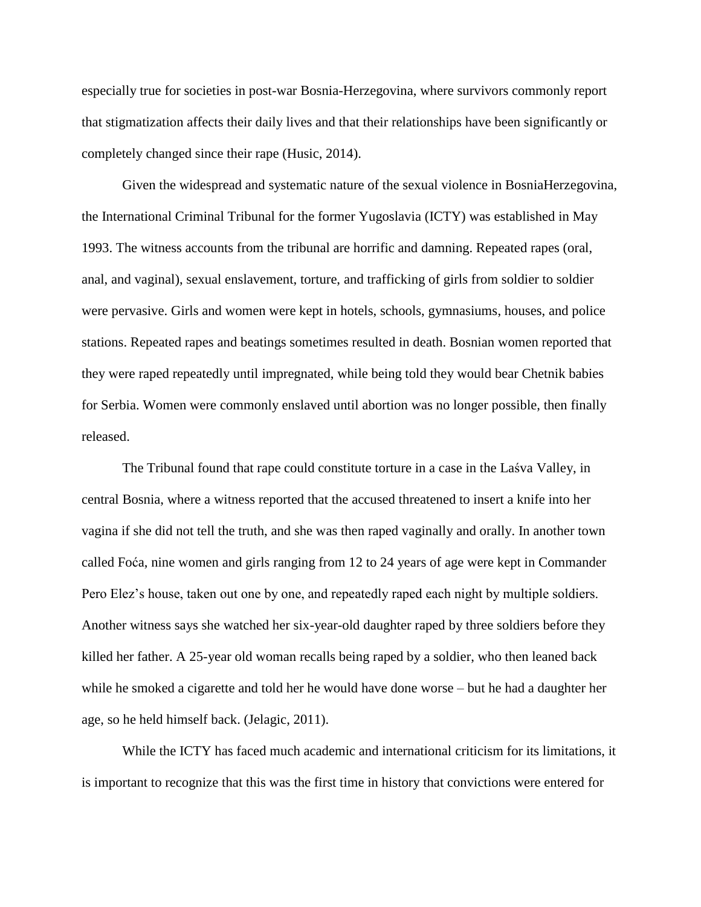especially true for societies in post-war Bosnia-Herzegovina, where survivors commonly report that stigmatization affects their daily lives and that their relationships have been significantly or completely changed since their rape (Husic, 2014).

Given the widespread and systematic nature of the sexual violence in BosniaHerzegovina, the International Criminal Tribunal for the former Yugoslavia (ICTY) was established in May 1993. The witness accounts from the tribunal are horrific and damning. Repeated rapes (oral, anal, and vaginal), sexual enslavement, torture, and trafficking of girls from soldier to soldier were pervasive. Girls and women were kept in hotels, schools, gymnasiums, houses, and police stations. Repeated rapes and beatings sometimes resulted in death. Bosnian women reported that they were raped repeatedly until impregnated, while being told they would bear Chetnik babies for Serbia. Women were commonly enslaved until abortion was no longer possible, then finally released.

The Tribunal found that rape could constitute torture in a case in the Laśva Valley, in central Bosnia, where a witness reported that the accused threatened to insert a knife into her vagina if she did not tell the truth, and she was then raped vaginally and orally. In another town called Foća, nine women and girls ranging from 12 to 24 years of age were kept in Commander Pero Elez's house, taken out one by one, and repeatedly raped each night by multiple soldiers. Another witness says she watched her six-year-old daughter raped by three soldiers before they killed her father. A 25-year old woman recalls being raped by a soldier, who then leaned back while he smoked a cigarette and told her he would have done worse – but he had a daughter her age, so he held himself back. (Jelagic, 2011).

While the ICTY has faced much academic and international criticism for its limitations, it is important to recognize that this was the first time in history that convictions were entered for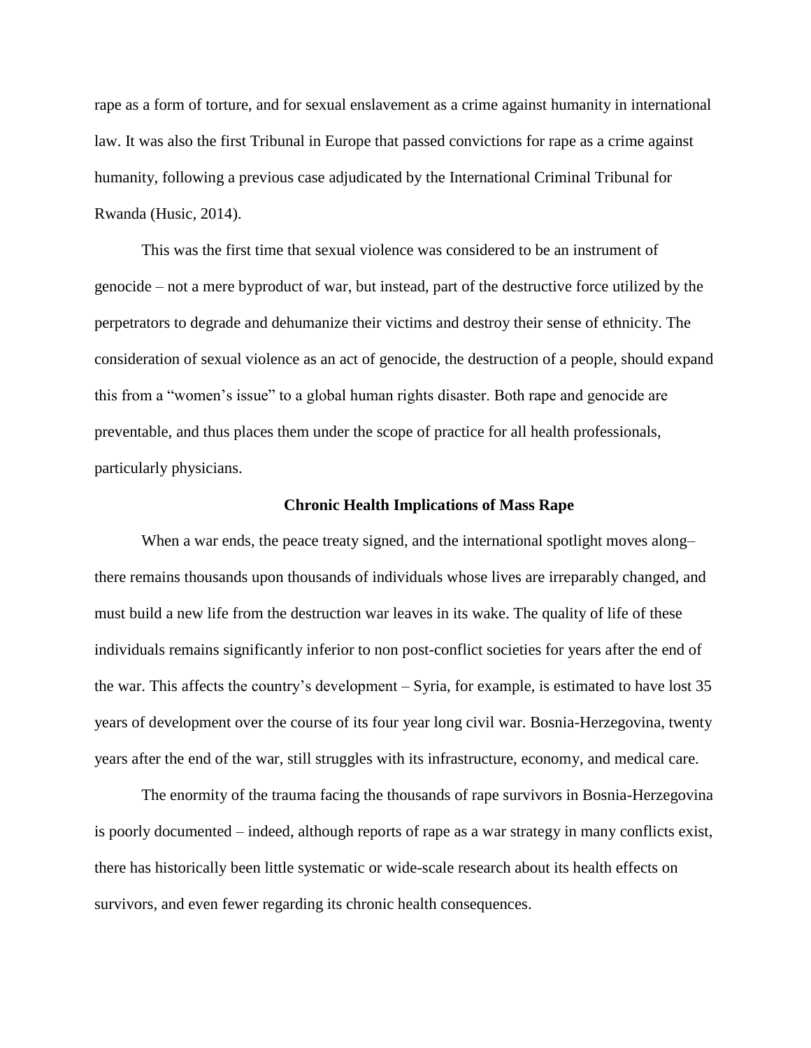rape as a form of torture, and for sexual enslavement as a crime against humanity in international law. It was also the first Tribunal in Europe that passed convictions for rape as a crime against humanity, following a previous case adjudicated by the International Criminal Tribunal for Rwanda (Husic, 2014).

This was the first time that sexual violence was considered to be an instrument of genocide – not a mere byproduct of war, but instead, part of the destructive force utilized by the perpetrators to degrade and dehumanize their victims and destroy their sense of ethnicity. The consideration of sexual violence as an act of genocide, the destruction of a people, should expand this from a "women's issue" to a global human rights disaster. Both rape and genocide are preventable, and thus places them under the scope of practice for all health professionals, particularly physicians.

## Chronic Health Implications of Mass Rape

When a war ends, the peace treaty signed, and the international spotlight moves along– there remains thousands upon thousands of individuals whose lives are irreparably changed, and must build a new life from the destruction war leaves in its wake. The quality of life of these individuals remains significantly inferior to non post-conflict societies for years after the end of the war. This affects the country's development – Syria, for example, is estimated to have lost 35 years of development over the course of its four year long civil war. Bosnia-Herzegovina, twenty years after the end of the war, still struggles with its infrastructure, economy, and medical care.

The enormity of the trauma facing the thousands of rape survivors in Bosnia-Herzegovina is poorly documented – indeed, although reports of rape as a war strategy in many conflicts exist, there has historically been little systematic or wide-scale research about its health effects on survivors, and even fewer regarding its chronic health consequences.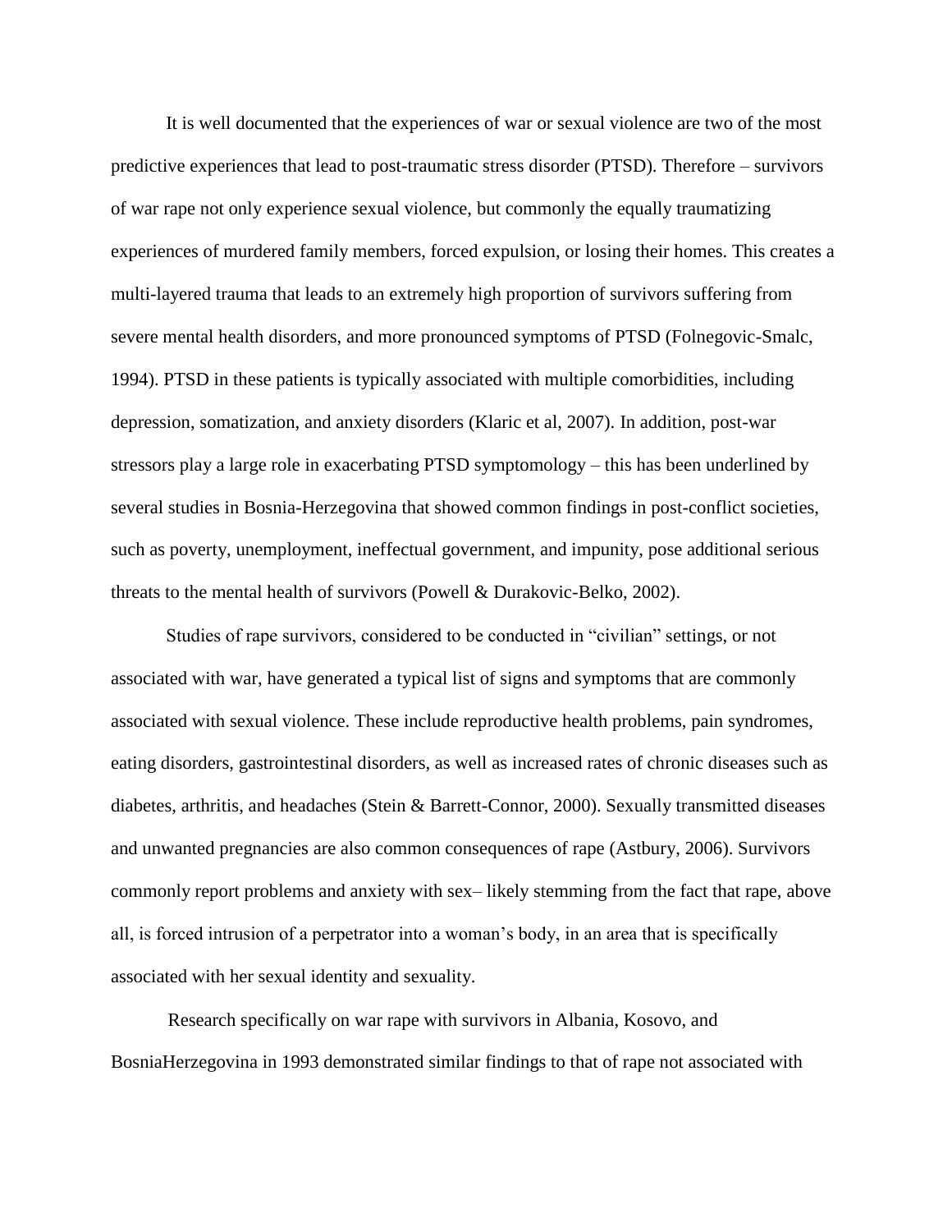It is well documented that the experiences of war or sexual violence are two of the most predictive experiences that lead to post-traumatic stress disorder (PTSD). Therefore – survivors of war rape not only experience sexual violence, but commonly the equally traumatizing experiences of murdered family members, forced expulsion, or losing their homes. This creates a multi-layered trauma that leads to an extremely high proportion of survivors suffering from severe mental health disorders, and more pronounced symptoms of PTSD (Folnegovic-Smalc, 1994). PTSD in these patients is typically associated with multiple comorbidities, including depression, somatization, and anxiety disorders (Klaric et al, 2007). In addition, post-war stressors play a large role in exacerbating PTSD symptomology – this has been underlined by several studies in Bosnia-Herzegovina that showed common findings in post-conflict societies, such as poverty, unemployment, ineffectual government, and impunity, pose additional serious threats to the mental health of survivors (Powell & Durakovic-Belko, 2002).

Studies of rape survivors, considered to be conducted in "civilian" settings, or not associated with war, have generated a typical list of signs and symptoms that are commonly associated with sexual violence. These include reproductive health problems, pain syndromes, eating disorders, gastrointestinal disorders, as well as increased rates of chronic diseases such as diabetes, arthritis, and headaches (Stein & Barrett-Connor, 2000). Sexually transmitted diseases and unwanted pregnancies are also common consequences of rape (Astbury, 2006). Survivors commonly report problems and anxiety with sex– likely stemming from the fact that rape, above all, is forced intrusion of a perpetrator into a woman's body, in an area that is specifically associated with her sexual identity and sexuality.

Research specifically on war rape with survivors in Albania, Kosovo, and BosniaHerzegovina in 1993 demonstrated similar findings to that of rape not associated with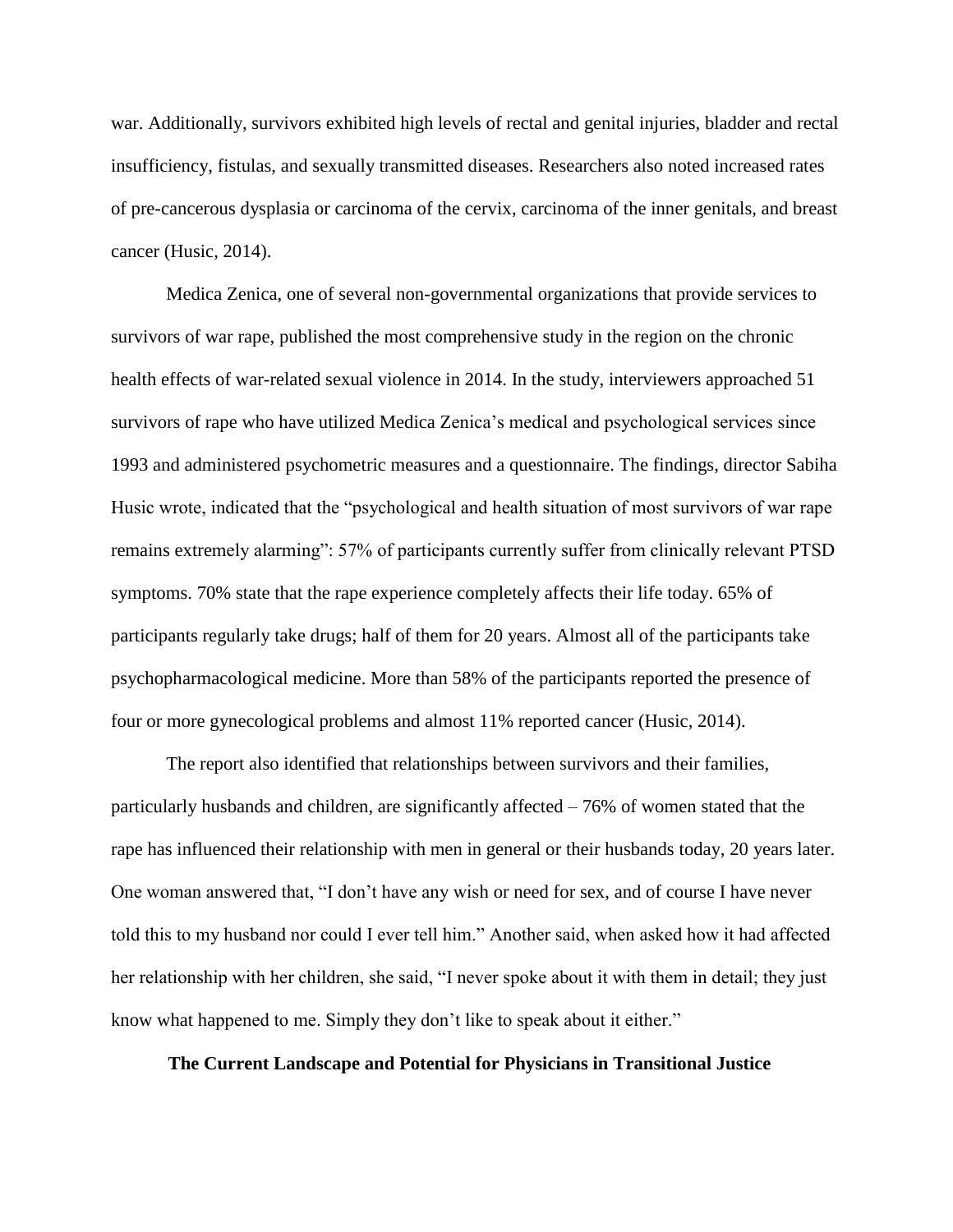war. Additionally, survivors exhibited high levels of rectal and genital injuries, bladder and rectal insufficiency, fistulas, and sexually transmitted diseases. Researchers also noted increased rates of pre-cancerous dysplasia or carcinoma of the cervix, carcinoma of the inner genitals, and breast cancer (Husic, 2014).

Medica Zenica, one of several non-governmental organizations that provide services to survivors of war rape, published the most comprehensive study in the region on the chronic health effects of war-related sexual violence in 2014. In the study, interviewers approached 51 survivors of rape who have utilized Medica Zenica's medical and psychological services since 1993 and administered psychometric measures and a questionnaire. The findings, director Sabiha Husic wrote, indicated that the "psychological and health situation of most survivors of war rape remains extremely alarming": 57% of participants currently suffer from clinically relevant PTSD symptoms. 70% state that the rape experience completely affects their life today. 65% of participants regularly take drugs; half of them for 20 years. Almost all of the participants take psychopharmacological medicine. More than 58% of the participants reported the presence of four or more gynecological problems and almost 11% reported cancer (Husic, 2014).

The report also identified that relationships between survivors and their families, particularly husbands and children, are significantly affected – 76% of women stated that the rape has influenced their relationship with men in general or their husbands today, 20 years later. One woman answered that, "I don't have any wish or need for sex, and of course I have never told this to my husband nor could I ever tell him." Another said, when asked how it had affected her relationship with her children, she said, "I never spoke about it with them in detail; they just know what happened to me. Simply they don't like to speak about it either."

## The Current Landscape and Potential for Physicians in Transitional Justice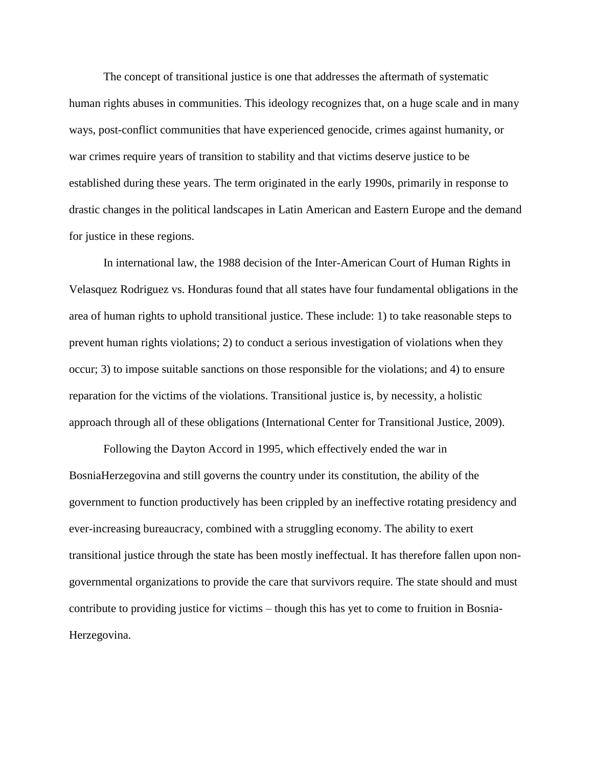The concept of transitional justice is one that addresses the aftermath of systematic human rights abuses in communities. This ideology recognizes that, on a huge scale and in many ways, post-conflict communities that have experienced genocide, crimes against humanity, or war crimes require years of transition to stability and that victims deserve justice to be established during these years. The term originated in the early 1990s, primarily in response to drastic changes in the political landscapes in Latin American and Eastern Europe and the demand for justice in these regions.

In international law, the 1988 decision of the Inter-American Court of Human Rights in Velasquez Rodriguez vs. Honduras found that all states have four fundamental obligations in the area of human rights to uphold transitional justice. These include: 1) to take reasonable steps to prevent human rights violations; 2) to conduct a serious investigation of violations when they occur; 3) to impose suitable sanctions on those responsible for the violations; and 4) to ensure reparation for the victims of the violations. Transitional justice is, by necessity, a holistic approach through all of these obligations (International Center for Transitional Justice, 2009).

Following the Dayton Accord in 1995, which effectively ended the war in BosniaHerzegovina and still governs the country under its constitution, the ability of the government to function productively has been crippled by an ineffective rotating presidency and ever-increasing bureaucracy, combined with a struggling economy. The ability to exert transitional justice through the state has been mostly ineffectual. It has therefore fallen upon non-governmental organizations to provide the care that survivors require. The state should and must contribute to providing justice for victims – though this has yet to come to fruition in Bosnia-Herzegovina.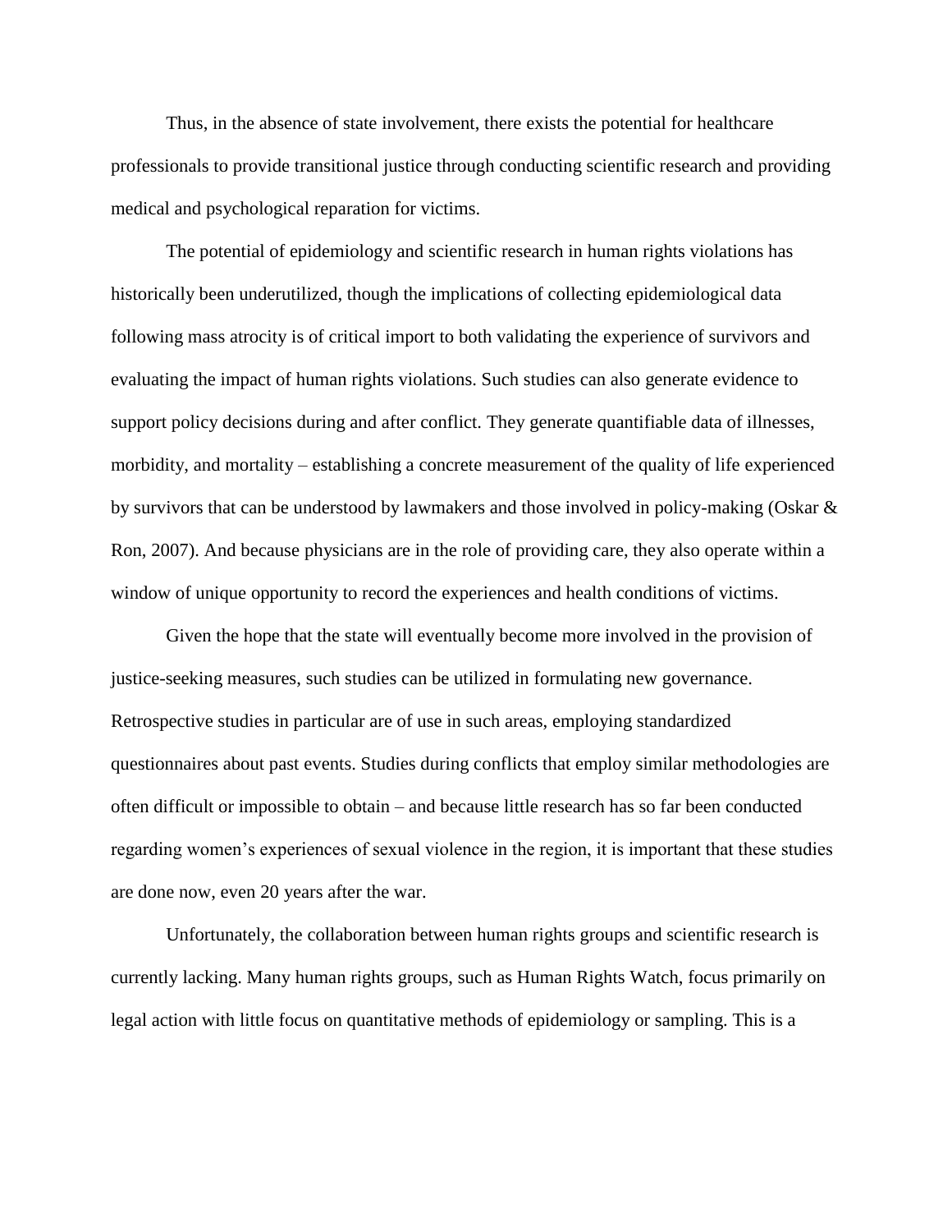Thus, in the absence of state involvement, there exists the potential for healthcare professionals to provide transitional justice through conducting scientific research and providing medical and psychological reparation for victims.

The potential of epidemiology and scientific research in human rights violations has historically been underutilized, though the implications of collecting epidemiological data following mass atrocity is of critical import to both validating the experience of survivors and evaluating the impact of human rights violations. Such studies can also generate evidence to support policy decisions during and after conflict. They generate quantifiable data of illnesses, morbidity, and mortality – establishing a concrete measurement of the quality of life experienced by survivors that can be understood by lawmakers and those involved in policy-making (Oskar & Ron, 2007). And because physicians are in the role of providing care, they also operate within a window of unique opportunity to record the experiences and health conditions of victims.

Given the hope that the state will eventually become more involved in the provision of justice-seeking measures, such studies can be utilized in formulating new governance. Retrospective studies in particular are of use in such areas, employing standardized questionnaires about past events. Studies during conflicts that employ similar methodologies are often difficult or impossible to obtain – and because little research has so far been conducted regarding women's experiences of sexual violence in the region, it is important that these studies are done now, even 20 years after the war.

Unfortunately, the collaboration between human rights groups and scientific research is currently lacking. Many human rights groups, such as Human Rights Watch, focus primarily on legal action with little focus on quantitative methods of epidemiology or sampling. This is a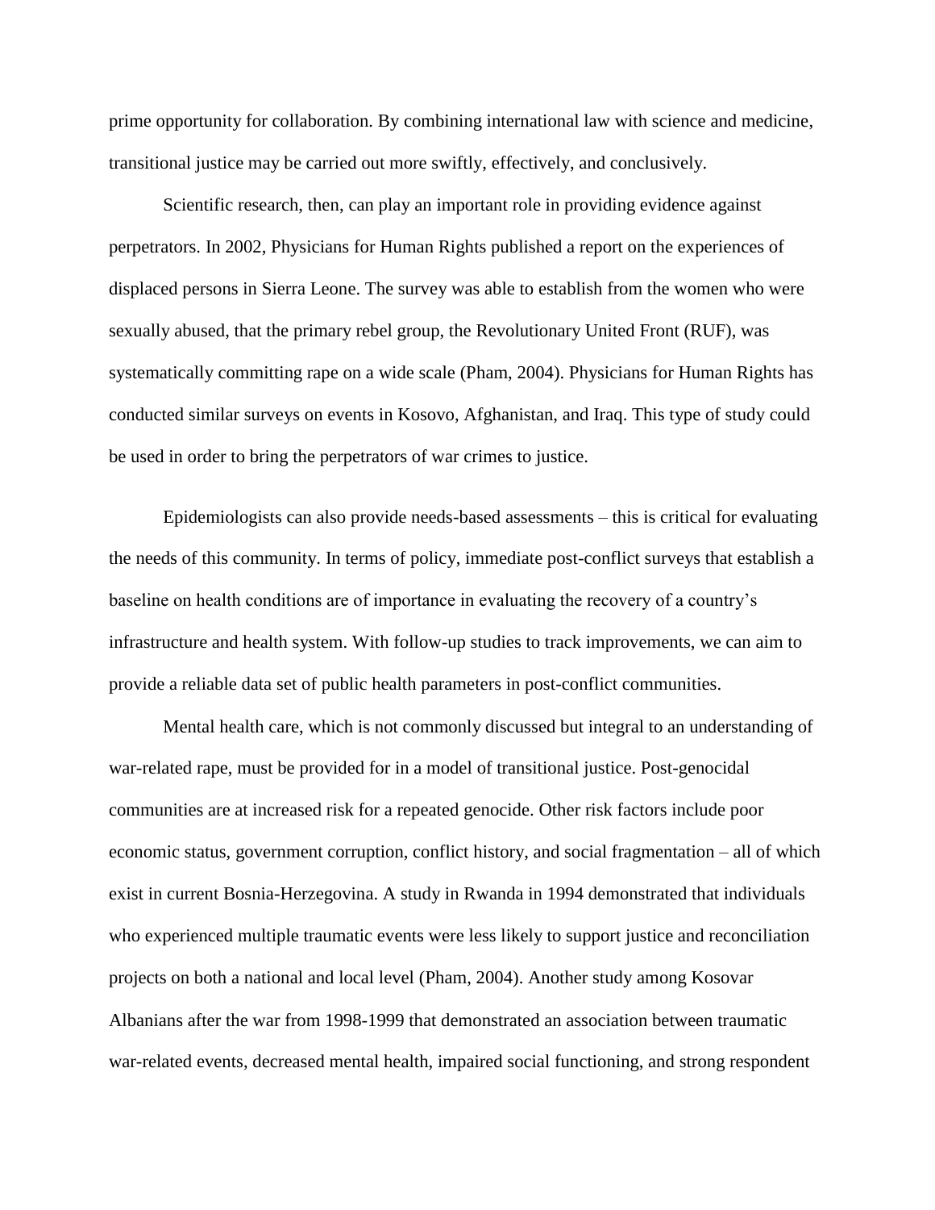prime opportunity for collaboration. By combining international law with science and medicine, transitional justice may be carried out more swiftly, effectively, and conclusively.

Scientific research, then, can play an important role in providing evidence against perpetrators. In 2002, Physicians for Human Rights published a report on the experiences of displaced persons in Sierra Leone. The survey was able to establish from the women who were sexually abused, that the primary rebel group, the Revolutionary United Front (RUF), was systematically committing rape on a wide scale (Pham, 2004). Physicians for Human Rights has conducted similar surveys on events in Kosovo, Afghanistan, and Iraq. This type of study could be used in order to bring the perpetrators of war crimes to justice.

Epidemiologists can also provide needs-based assessments – this is critical for evaluating the needs of this community. In terms of policy, immediate post-conflict surveys that establish a baseline on health conditions are of importance in evaluating the recovery of a country's infrastructure and health system. With follow-up studies to track improvements, we can aim to provide a reliable data set of public health parameters in post-conflict communities.

Mental health care, which is not commonly discussed but integral to an understanding of war-related rape, must be provided for in a model of transitional justice. Post-genocidal communities are at increased risk for a repeated genocide. Other risk factors include poor economic status, government corruption, conflict history, and social fragmentation – all of which exist in current Bosnia-Herzegovina. A study in Rwanda in 1994 demonstrated that individuals who experienced multiple traumatic events were less likely to support justice and reconciliation projects on both a national and local level (Pham, 2004). Another study among Kosovar Albanians after the war from 1998-1999 that demonstrated an association between traumatic war-related events, decreased mental health, impaired social functioning, and strong respondent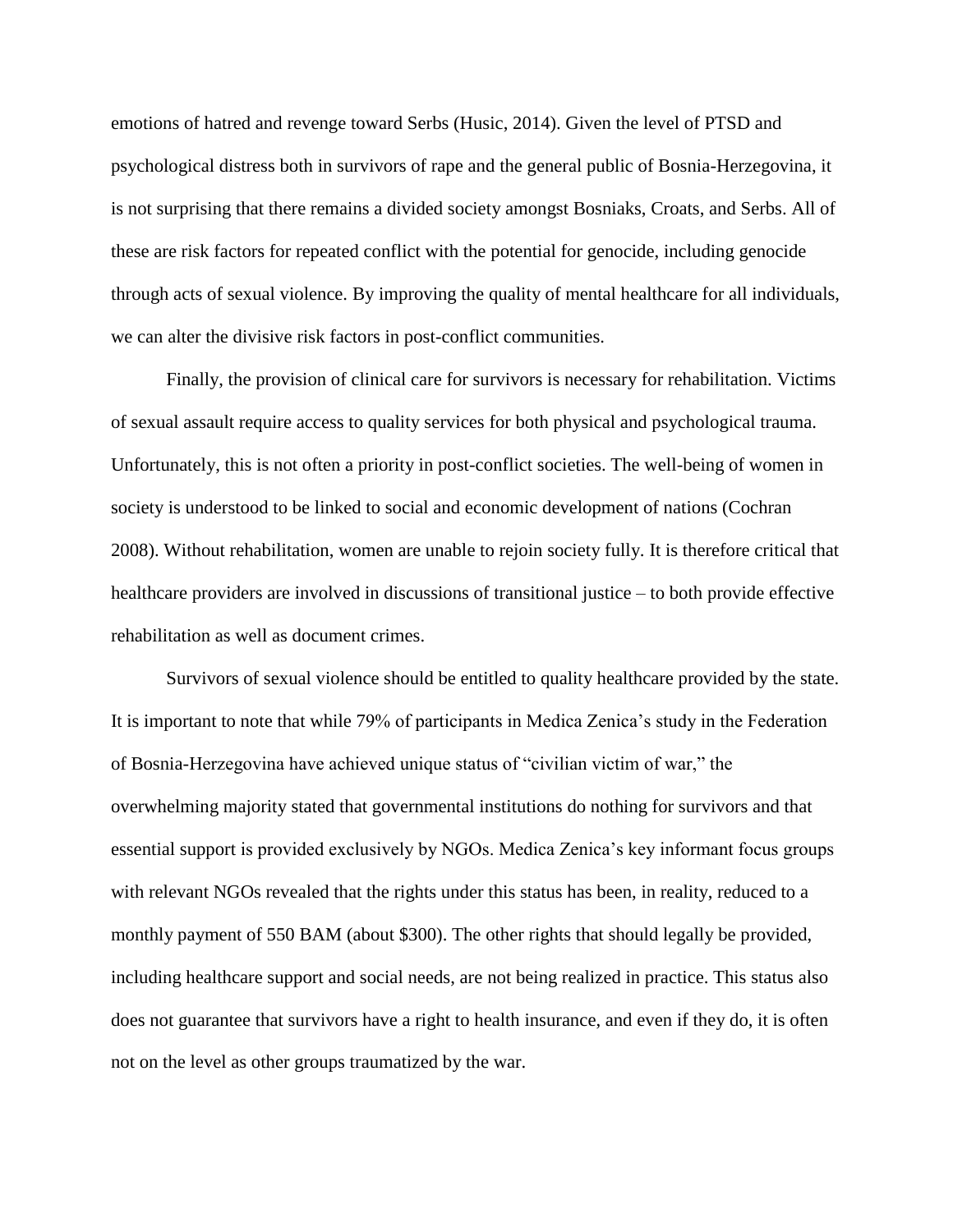emotions of hatred and revenge toward Serbs (Husic, 2014). Given the level of PTSD and psychological distress both in survivors of rape and the general public of Bosnia-Herzegovina, it is not surprising that there remains a divided society amongst Bosniaks, Croats, and Serbs. All of these are risk factors for repeated conflict with the potential for genocide, including genocide through acts of sexual violence. By improving the quality of mental healthcare for all individuals, we can alter the divisive risk factors in post-conflict communities.

Finally, the provision of clinical care for survivors is necessary for rehabilitation. Victims of sexual assault require access to quality services for both physical and psychological trauma. Unfortunately, this is not often a priority in post-conflict societies. The well-being of women in society is understood to be linked to social and economic development of nations (Cochran 2008). Without rehabilitation, women are unable to rejoin society fully. It is therefore critical that healthcare providers are involved in discussions of transitional justice – to both provide effective rehabilitation as well as document crimes.

Survivors of sexual violence should be entitled to quality healthcare provided by the state. It is important to note that while 79% of participants in Medica Zenica's study in the Federation of Bosnia-Herzegovina have achieved unique status of "civilian victim of war," the overwhelming majority stated that governmental institutions do nothing for survivors and that essential support is provided exclusively by NGOs. Medica Zenica's key informant focus groups with relevant NGOs revealed that the rights under this status has been, in reality, reduced to a monthly payment of 550 BAM (about $300). The other rights that should legally be provided, including healthcare support and social needs, are not being realized in practice. This status also does not guarantee that survivors have a right to health insurance, and even if they do, it is often not on the level as other groups traumatized by the war.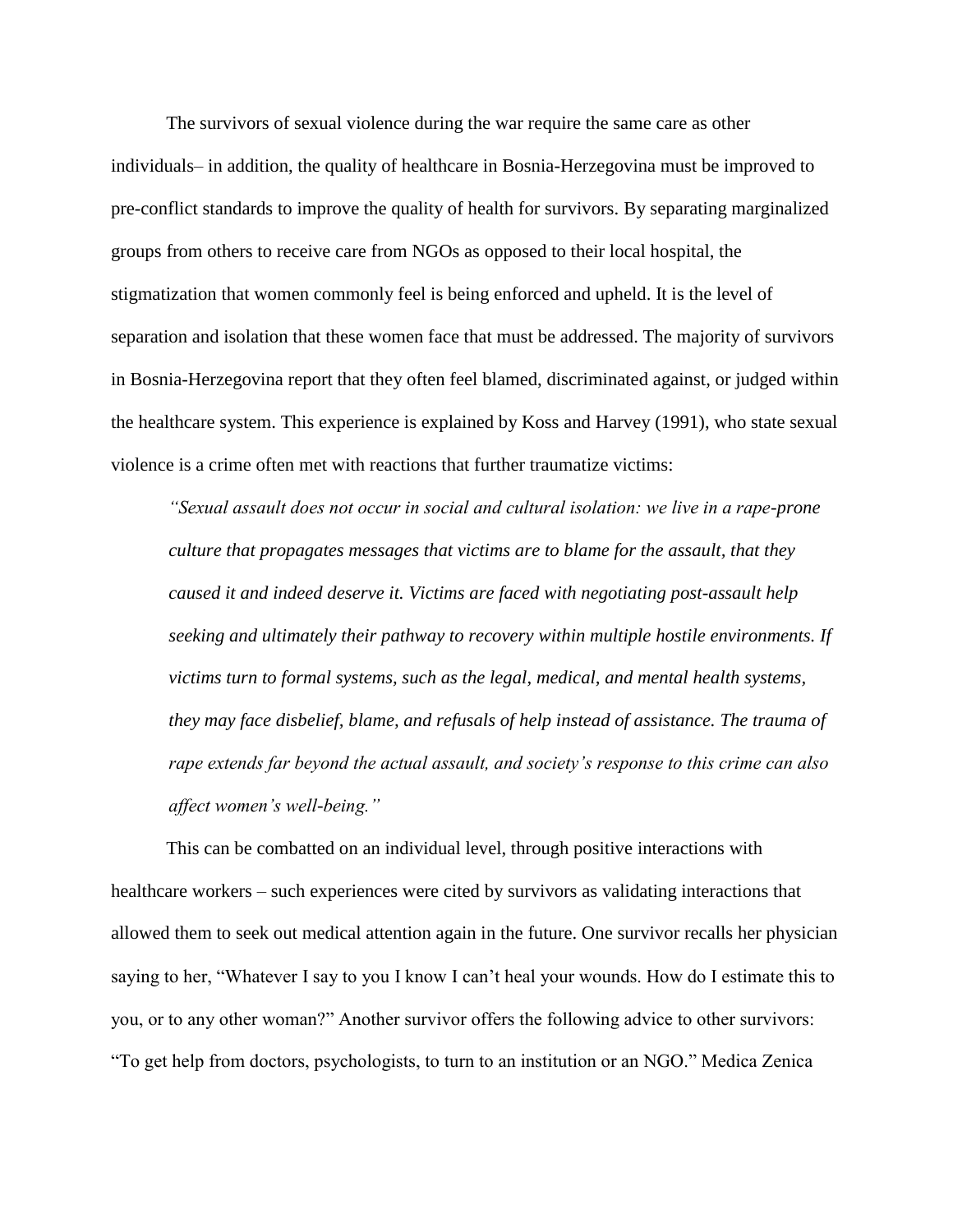The survivors of sexual violence during the war require the same care as other individuals– in addition, the quality of healthcare in Bosnia-Herzegovina must be improved to pre-conflict standards to improve the quality of health for survivors. By separating marginalized groups from others to receive care from NGOs as opposed to their local hospital, the stigmatization that women commonly feel is being enforced and upheld. It is the level of separation and isolation that these women face that must be addressed. The majority of survivors in Bosnia-Herzegovina report that they often feel blamed, discriminated against, or judged within the healthcare system. This experience is explained by Koss and Harvey (1991), who state sexual violence is a crime often met with reactions that further traumatize victims:

> *"Sexual assault does not occur in social and cultural isolation: we live in a rape-prone culture that propagates messages that victims are to blame for the assault, that they caused it and indeed deserve it. Victims are faced with negotiating post-assault help seeking and ultimately their pathway to recovery within multiple hostile environments. If victims turn to formal systems, such as the legal, medical, and mental health systems, they may face disbelief, blame, and refusals of help instead of assistance. The trauma of rape extends far beyond the actual assault, and society's response to this crime can also affect women's well-being."*

This can be combatted on an individual level, through positive interactions with healthcare workers – such experiences were cited by survivors as validating interactions that allowed them to seek out medical attention again in the future. One survivor recalls her physician saying to her, "Whatever I say to you I know I can't heal your wounds. How do I estimate this to you, or to any other woman?" Another survivor offers the following advice to other survivors: "To get help from doctors, psychologists, to turn to an institution or an NGO." Medica Zenica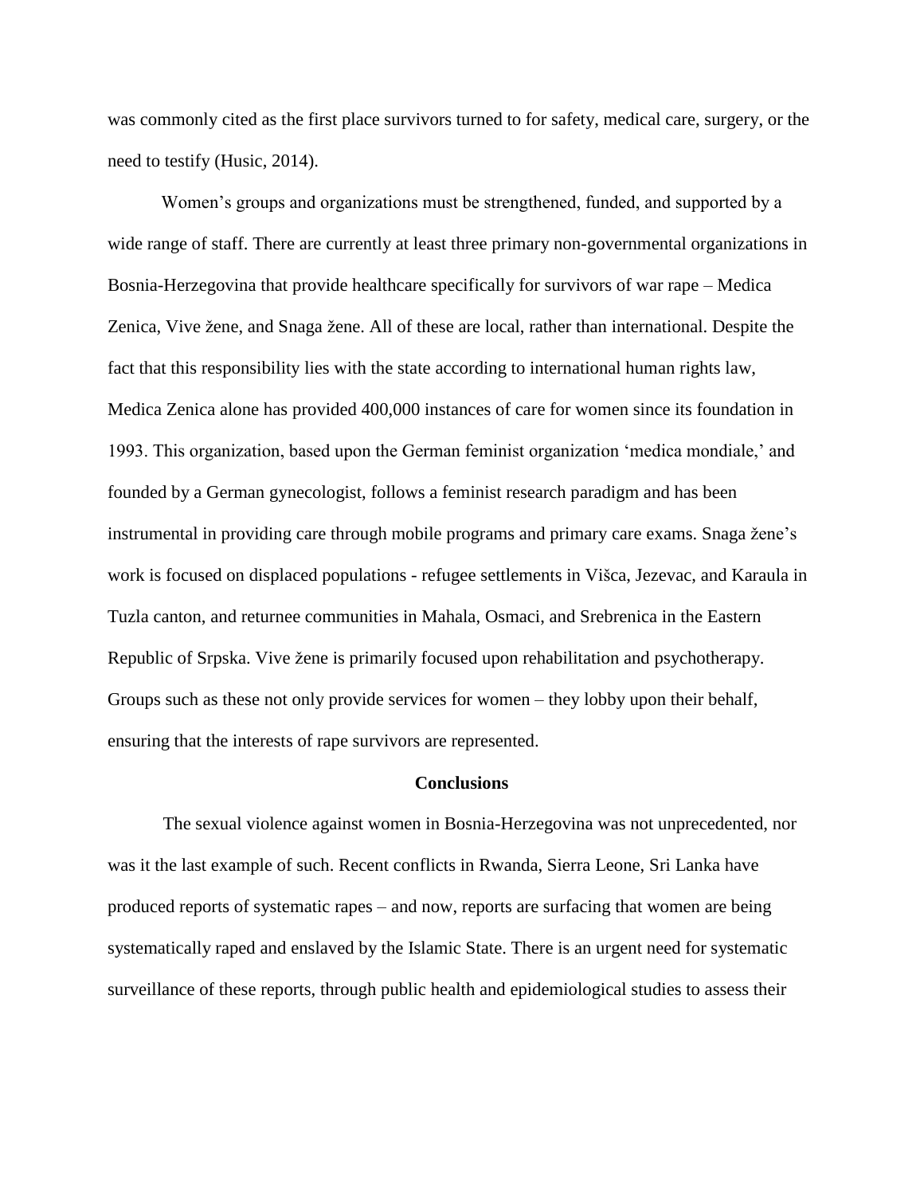was commonly cited as the first place survivors turned to for safety, medical care, surgery, or the need to testify (Husic, 2014).

Women's groups and organizations must be strengthened, funded, and supported by a wide range of staff. There are currently at least three primary non-governmental organizations in Bosnia-Herzegovina that provide healthcare specifically for survivors of war rape – Medica Zenica, Vive žene, and Snaga žene. All of these are local, rather than international. Despite the fact that this responsibility lies with the state according to international human rights law, Medica Zenica alone has provided 400,000 instances of care for women since its foundation in 1993. This organization, based upon the German feminist organization 'medica mondiale,' and founded by a German gynecologist, follows a feminist research paradigm and has been instrumental in providing care through mobile programs and primary care exams. Snaga žene's work is focused on displaced populations - refugee settlements in Višca, Jezevac, and Karaula in Tuzla canton, and returnee communities in Mahala, Osmaci, and Srebrenica in the Eastern Republic of Srpska. Vive žene is primarily focused upon rehabilitation and psychotherapy. Groups such as these not only provide services for women – they lobby upon their behalf, ensuring that the interests of rape survivors are represented.

## Conclusions

The sexual violence against women in Bosnia-Herzegovina was not unprecedented, nor was it the last example of such. Recent conflicts in Rwanda, Sierra Leone, Sri Lanka have produced reports of systematic rapes – and now, reports are surfacing that women are being systematically raped and enslaved by the Islamic State. There is an urgent need for systematic surveillance of these reports, through public health and epidemiological studies to assess their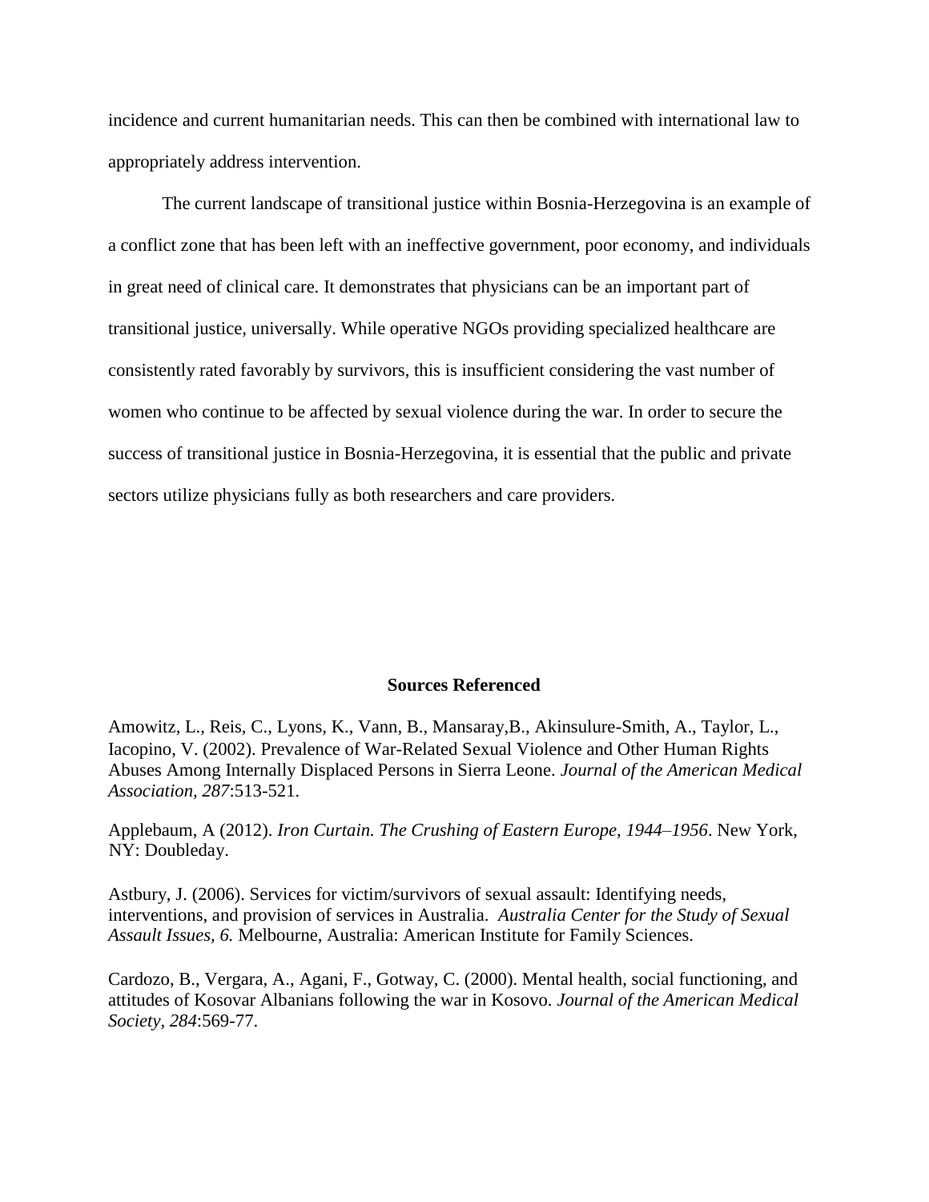incidence and current humanitarian needs. This can then be combined with international law to appropriately address intervention.

The current landscape of transitional justice within Bosnia-Herzegovina is an example of a conflict zone that has been left with an ineffective government, poor economy, and individuals in great need of clinical care. It demonstrates that physicians can be an important part of transitional justice, universally. While operative NGOs providing specialized healthcare are consistently rated favorably by survivors, this is insufficient considering the vast number of women who continue to be affected by sexual violence during the war. In order to secure the success of transitional justice in Bosnia-Herzegovina, it is essential that the public and private sectors utilize physicians fully as both researchers and care providers.

## Sources Referenced

Amowitz, L., Reis, C., Lyons, K., Vann, B., Mansaray,B., Akinsulure-Smith, A., Taylor, L., Iacopino, V. (2002). Prevalence of War-Related Sexual Violence and Other Human Rights Abuses Among Internally Displaced Persons in Sierra Leone. *Journal of the American Medical Association, 287*:513-521.

Applebaum, A (2012). *Iron Curtain. The Crushing of Eastern Europe, 1944–1956*. New York, NY: Doubleday.

Astbury, J. (2006). Services for victim/survivors of sexual assault: Identifying needs, interventions, and provision of services in Australia. *Australia Center for the Study of Sexual Assault Issues, 6.* Melbourne, Australia: American Institute for Family Sciences.

Cardozo, B., Vergara, A., Agani, F., Gotway, C. (2000). Mental health, social functioning, and attitudes of Kosovar Albanians following the war in Kosovo. *Journal of the American Medical Society, 284*:569-77.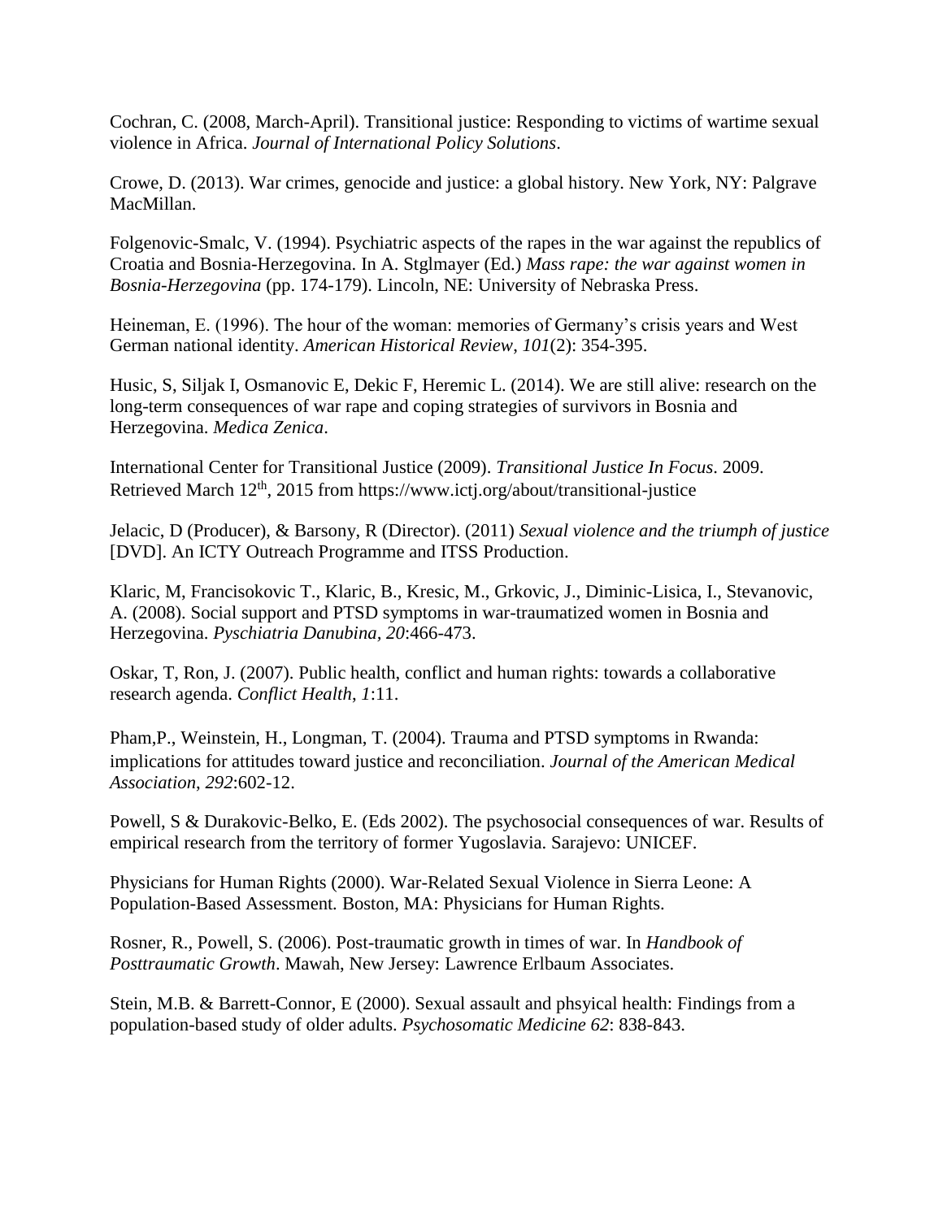Cochran, C. (2008, March-April). Transitional justice: Responding to victims of wartime sexual violence in Africa. *Journal of International Policy Solutions*.

Crowe, D. (2013). War crimes, genocide and justice: a global history. New York, NY: Palgrave MacMillan.

Folgenovic-Smalc, V. (1994). Psychiatric aspects of the rapes in the war against the republics of Croatia and Bosnia-Herzegovina. In A. Stglmayer (Ed.) *Mass rape: the war against women in Bosnia-Herzegovina* (pp. 174-179). Lincoln, NE: University of Nebraska Press.

Heineman, E. (1996). The hour of the woman: memories of Germany's crisis years and West German national identity. *American Historical Review*, *101*(2): 354-395.

Husic, S, Siljak I, Osmanovic E, Dekic F, Heremic L. (2014). We are still alive: research on the long-term consequences of war rape and coping strategies of survivors in Bosnia and Herzegovina. *Medica Zenica*.

International Center for Transitional Justice (2009). *Transitional Justice In Focus*. 2009. Retrieved March 12th, 2015 from https://www.ictj.org/about/transitional-justice

Jelacic, D (Producer), & Barsony, R (Director). (2011) *Sexual violence and the triumph of justice* [DVD]. An ICTY Outreach Programme and ITSS Production.

Klaric, M, Francisokovic T., Klaric, B., Kresic, M., Grkovic, J., Diminic-Lisica, I., Stevanovic, A. (2008). Social support and PTSD symptoms in war-traumatized women in Bosnia and Herzegovina. *Pyschiatria Danubina*, *20*:466-473.

Oskar, T, Ron, J. (2007). Public health, conflict and human rights: towards a collaborative research agenda. *Conflict Health*, *1*:11.

Pham,P., Weinstein, H., Longman, T. (2004). Trauma and PTSD symptoms in Rwanda: implications for attitudes toward justice and reconciliation. *Journal of the American Medical Association*, *292*:602-12.

Powell, S & Durakovic-Belko, E. (Eds 2002). The psychosocial consequences of war. Results of empirical research from the territory of former Yugoslavia. Sarajevo: UNICEF.

Physicians for Human Rights (2000). War-Related Sexual Violence in Sierra Leone: A Population-Based Assessment. Boston, MA: Physicians for Human Rights.

Rosner, R., Powell, S. (2006). Post-traumatic growth in times of war. In *Handbook of Posttraumatic Growth*. Mawah, New Jersey: Lawrence Erlbaum Associates.

Stein, M.B. & Barrett-Connor, E (2000). Sexual assault and phsyical health: Findings from a population-based study of older adults. *Psychosomatic Medicine 62*: 838-843.